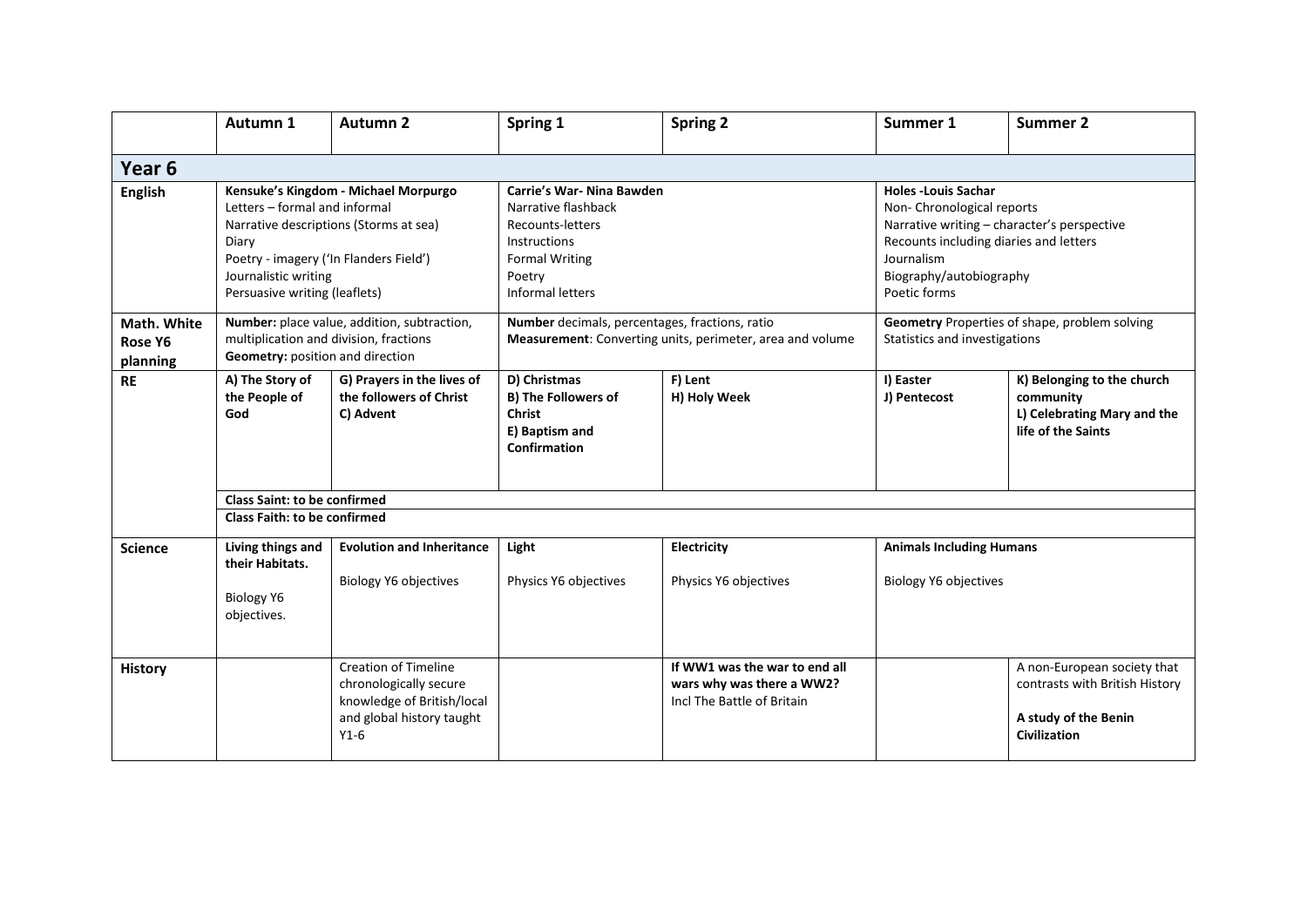| | Autumn 1 | Autumn 2 | Spring 1 | Spring 2 | Summer 1 | Summer 2 |
|---|---|---|---|---|---|---|
| **Year 6** | | | | | | |
| **English** | **Kensuke's Kingdom - Michael Morpurgo**<br>Letters – formal and informal<br>Narrative descriptions (Storms at sea)<br>Diary<br>Poetry - imagery ('In Flanders Field')<br>Journalistic writing<br>Persuasive writing (leaflets) | | **Carrie's War- Nina Bawden**<br>Narrative flashback<br>Recounts-letters<br>Instructions<br>Formal Writing<br>Poetry<br>Informal letters | | **Holes -Louis Sachar**<br>Non- Chronological reports<br>Narrative writing – character's perspective<br>Recounts including diaries and letters<br>Journalism<br>Biography/autobiography<br>Poetic forms | |
| **Math. White Rose Y6 planning** | **Number:** place value, addition, subtraction, multiplication and division, fractions<br>**Geometry:** position and direction | | **Number** decimals, percentages, fractions, ratio<br>**Measurement**: Converting units, perimeter, area and volume | | **Geometry** Properties of shape, problem solving<br>Statistics and investigations | |
| **RE** | **A) The Story of the People of God** | **G) Prayers in the lives of the followers of Christ**<br>**C) Advent** | **D) Christmas**<br>**B) The Followers of Christ**<br>**E) Baptism and Confirmation** | **F) Lent**<br>**H) Holy Week** | **I) Easter**<br>**J) Pentecost** | **K) Belonging to the church community**<br>**L) Celebrating Mary and the life of the Saints** |
| | **Class Saint: to be confirmed** | | | | | |
| | **Class Faith: to be confirmed** | | | | | |
| **Science** | **Living things and their Habitats.**<br><br>Biology Y6 objectives. | **Evolution and Inheritance**<br><br>Biology Y6 objectives | **Light**<br><br>Physics Y6 objectives | **Electricity**<br><br>Physics Y6 objectives | **Animals Including Humans**<br><br>Biology Y6 objectives | |
| **History** | | Creation of Timeline chronologically secure knowledge of British/local and global history taught Y1-6 | | **If WW1 was the war to end all wars why was there a WW2?**<br>Incl The Battle of Britain | | A non-European society that contrasts with British History<br><br>**A study of the Benin Civilization** |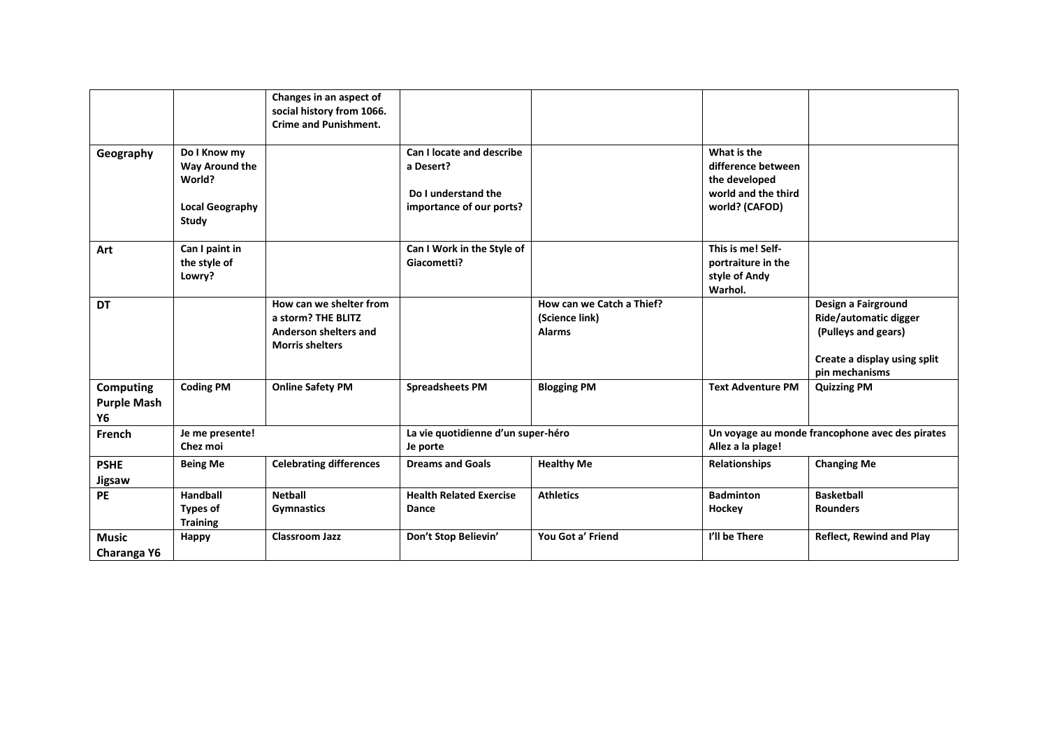| | | | | | | |
|---|---|---|---|---|---|---|
| | | **Changes in an aspect of social history from 1066. Crime and Punishment.** | | | | |
| **Geography** | **Do I Know my Way Around the World?**<br><br>**Local Geography Study** | | **Can I locate and describe a Desert?**<br><br>**Do I understand the importance of our ports?** | | **What is the difference between the developed world and the third world? (CAFOD)** | |
| **Art** | **Can I paint in the style of Lowry?** | | **Can I Work in the Style of Giacometti?** | | **This is me! Self-portraiture in the style of Andy Warhol.** | |
| **DT** | | **How can we shelter from a storm? THE BLITZ Anderson shelters and Morris shelters** | | **How can we Catch a Thief? (Science link) Alarms** | | **Design a Fairground Ride/automatic digger (Pulleys and gears)**<br><br>**Create a display using split pin mechanisms** |
| **Computing Purple Mash Y6** | **Coding PM** | **Online Safety PM** | **Spreadsheets PM** | **Blogging PM** | **Text Adventure PM** | **Quizzing PM** |
| **French** | **Je me presente! Chez moi** | | **La vie quotidienne d'un super-héro Je porte** | | **Un voyage au monde francophone avec des pirates Allez a la plage!** | |
| **PSHE Jigsaw** | **Being Me** | **Celebrating differences** | **Dreams and Goals** | **Healthy Me** | **Relationships** | **Changing Me** |
| **PE** | **Handball Types of Training** | **Netball Gymnastics** | **Health Related Exercise Dance** | **Athletics** | **Badminton Hockey** | **Basketball Rounders** |
| **Music Charanga Y6** | **Happy** | **Classroom Jazz** | **Don't Stop Believin'** | **You Got a' Friend** | **I'll be There** | **Reflect, Rewind and Play** |